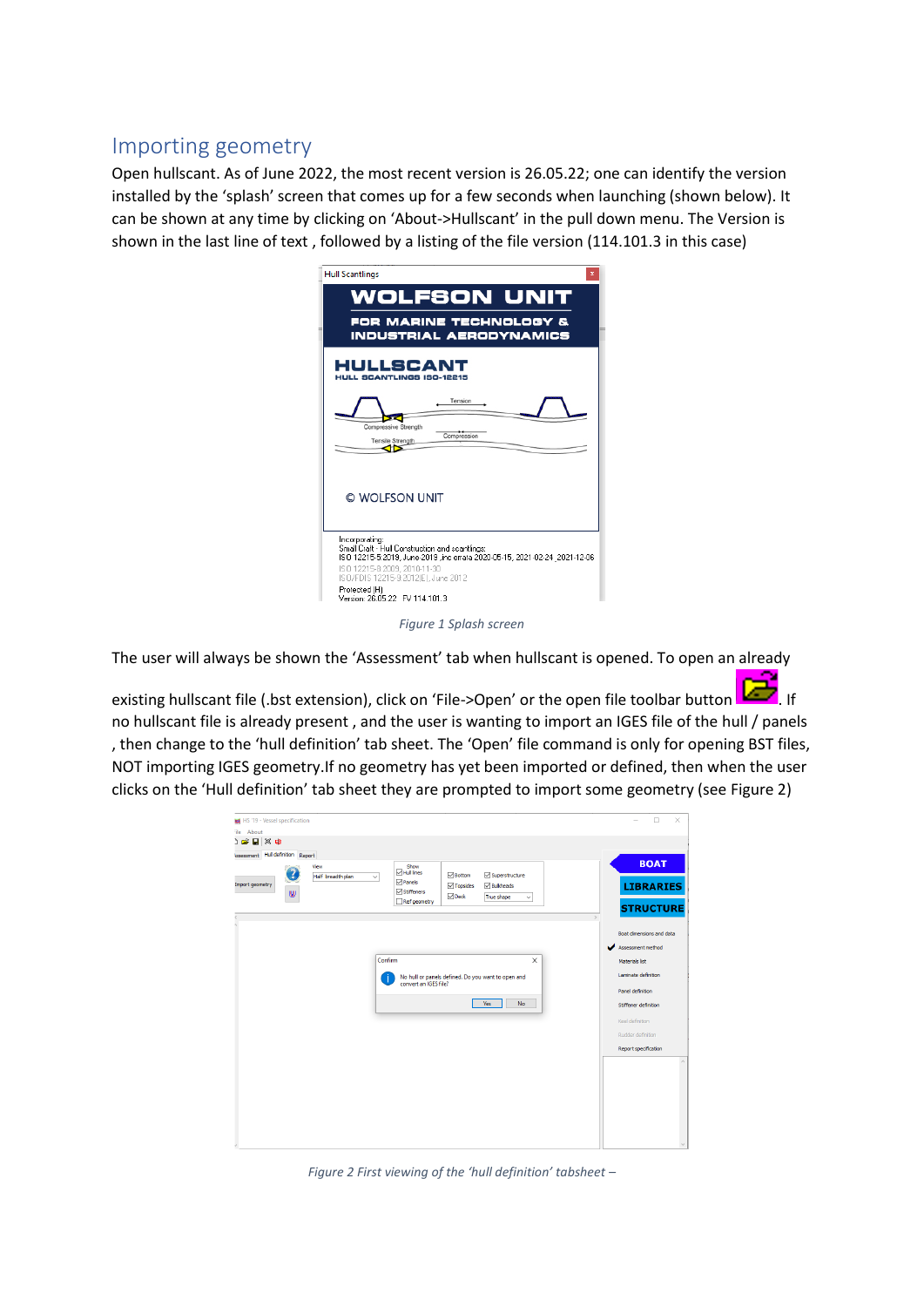## Importing geometry

Open hullscant. As of June 2022, the most recent version is 26.05.22; one can identify the version installed by the 'splash' screen that comes up for a few seconds when launching (shown below). It can be shown at any time by clicking on 'About->Hullscant' in the pull down menu. The Version is shown in the last line of text , followed by a listing of the file version (114.101.3 in this case)

*Figure 1 Splash screen*

The user will always be shown the 'Assessment' tab when hullscant is opened. To open an already existing hullscant file (.bst extension), click on 'File->Open' or the open file toolbar button . If no hullscant file is already present , and the user is wanting to import an IGES file of the hull / panels , then change to the 'hull definition' tab sheet. The 'Open' file command is only for opening BST files, NOT importing IGES geometry.If no geometry has yet been imported or defined, then when the user clicks on the 'Hull definition' tab sheet they are prompted to import some geometry (see Figure 2)

*Figure 2 First viewing of the 'hull definition' tabsheet –*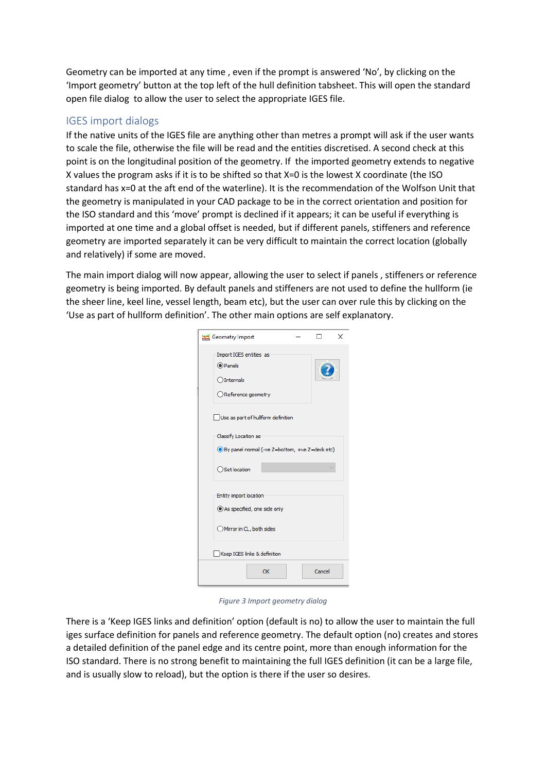Geometry can be imported at any time , even if the prompt is answered 'No', by clicking on the 'Import geometry' button at the top left of the hull definition tabsheet. This will open the standard open file dialog to allow the user to select the appropriate IGES file.

## IGES import dialogs

If the native units of the IGES file are anything other than metres a prompt will ask if the user wants to scale the file, otherwise the file will be read and the entities discretised. A second check at this point is on the longitudinal position of the geometry. If the imported geometry extends to negative X values the program asks if it is to be shifted so that X=0 is the lowest X coordinate (the ISO standard has x=0 at the aft end of the waterline). It is the recommendation of the Wolfson Unit that the geometry is manipulated in your CAD package to be in the correct orientation and position for the ISO standard and this 'move' prompt is declined if it appears; it can be useful if everything is imported at one time and a global offset is needed, but if different panels, stiffeners and reference geometry are imported separately it can be very difficult to maintain the correct location (globally and relatively) if some are moved.

The main import dialog will now appear, allowing the user to select if panels , stiffeners or reference geometry is being imported. By default panels and stiffeners are not used to define the hullform (ie the sheer line, keel line, vessel length, beam etc), but the user can over rule this by clicking on the 'Use as part of hullform definition'. The other main options are self explanatory.

*Figure 3 Import geometry dialog*

There is a 'Keep IGES links and definition' option (default is no) to allow the user to maintain the full iges surface definition for panels and reference geometry. The default option (no) creates and stores a detailed definition of the panel edge and its centre point, more than enough information for the ISO standard. There is no strong benefit to maintaining the full IGES definition (it can be a large file, and is usually slow to reload), but the option is there if the user so desires.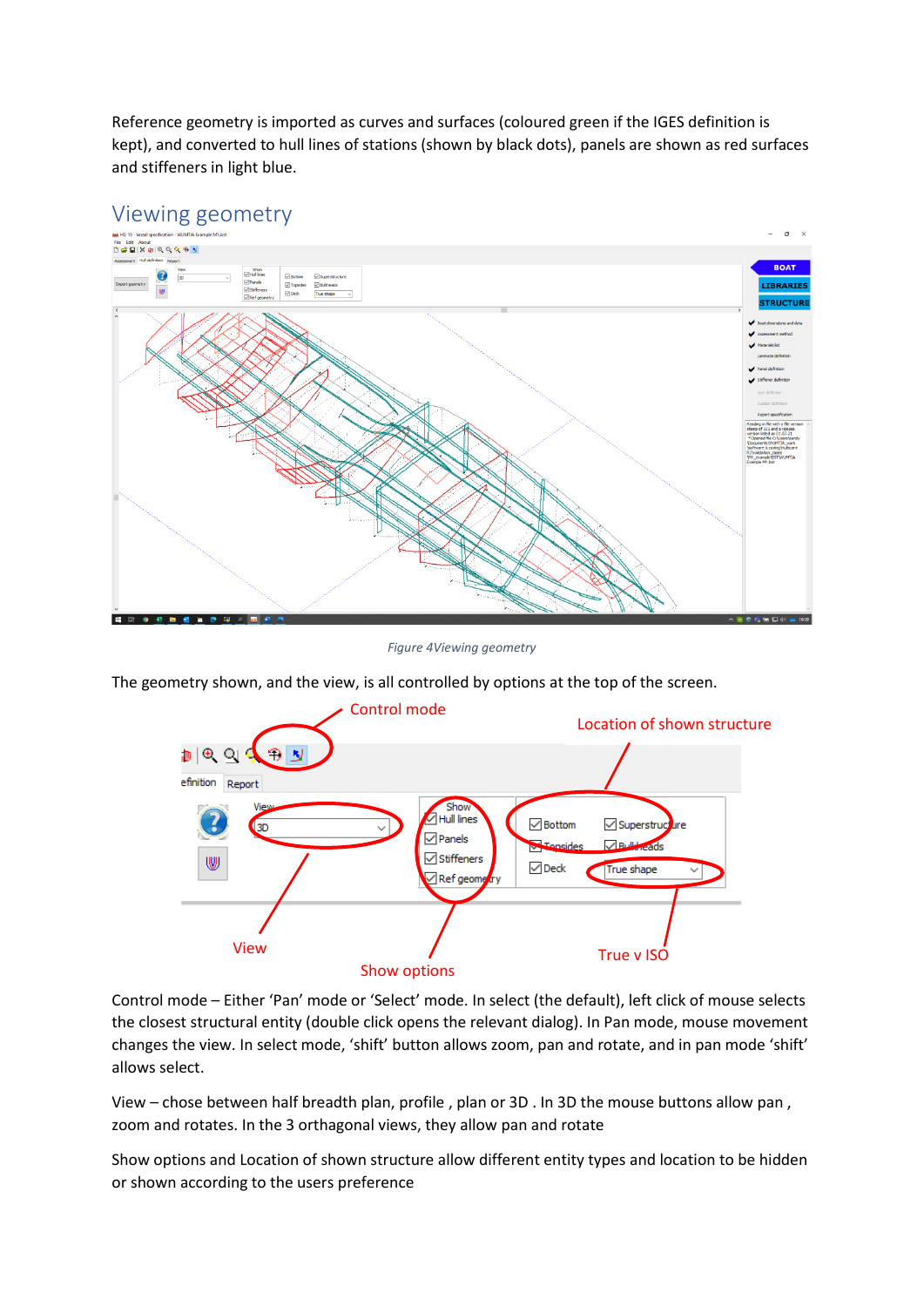Reference geometry is imported as curves and surfaces (coloured green if the IGES definition is kept), and converted to hull lines of stations (shown by black dots), panels are shown as red surfaces and stiffeners in light blue.

## Viewing geometry

*Figure 4Viewing geometry*

The geometry shown, and the view, is all controlled by options at the top of the screen.

Control mode – Either 'Pan' mode or 'Select' mode. In select (the default), left click of mouse selects the closest structural entity (double click opens the relevant dialog). In Pan mode, mouse movement changes the view. In select mode, 'shift' button allows zoom, pan and rotate, and in pan mode 'shift' allows select.

View – chose between half breadth plan, profile , plan or 3D . In 3D the mouse buttons allow pan , zoom and rotates. In the 3 orthagonal views, they allow pan and rotate

Show options and Location of shown structure allow different entity types and location to be hidden or shown according to the users preference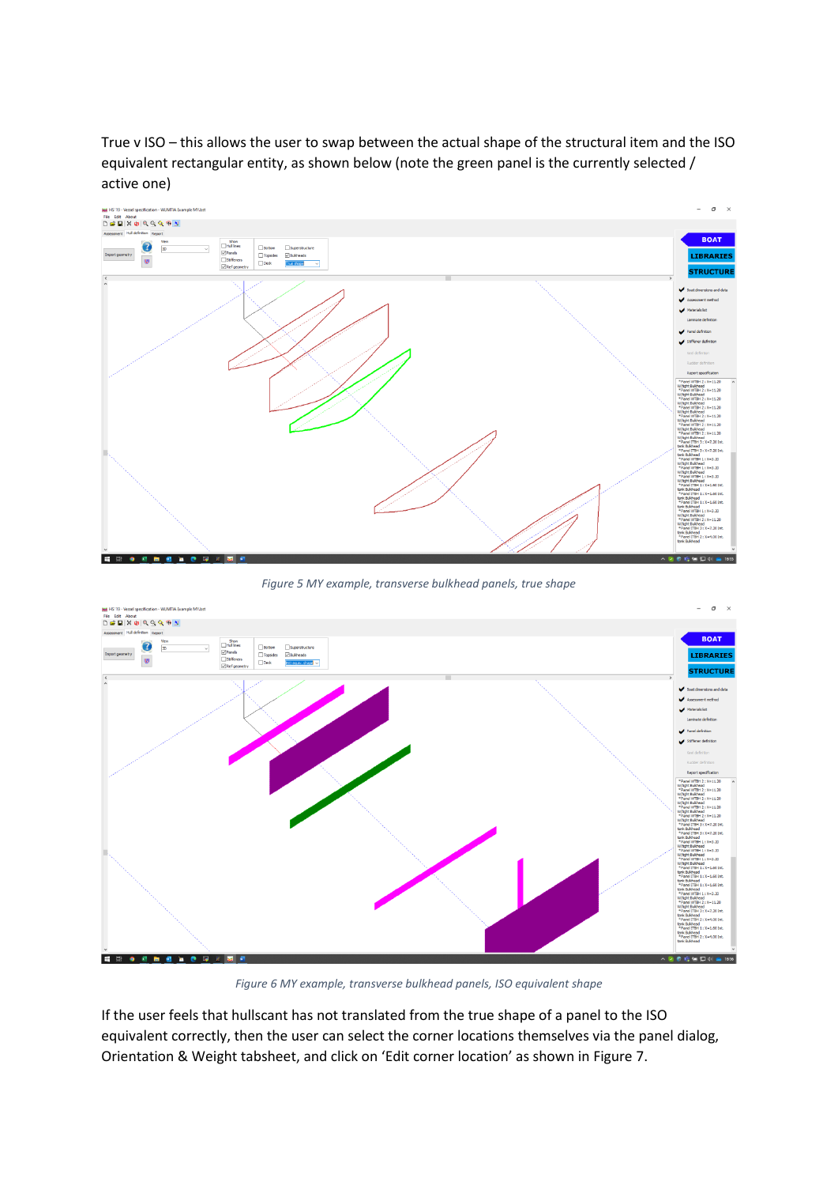True v ISO – this allows the user to swap between the actual shape of the structural item and the ISO equivalent rectangular entity, as shown below (note the green panel is the currently selected / active one)

*Figure 5 MY example, transverse bulkhead panels, true shape*

*Figure 6 MY example, transverse bulkhead panels, ISO equivalent shape*

If the user feels that hullscant has not translated from the true shape of a panel to the ISO equivalent correctly, then the user can select the corner locations themselves via the panel dialog, Orientation & Weight tabsheet, and click on 'Edit corner location' as shown in Figure 7.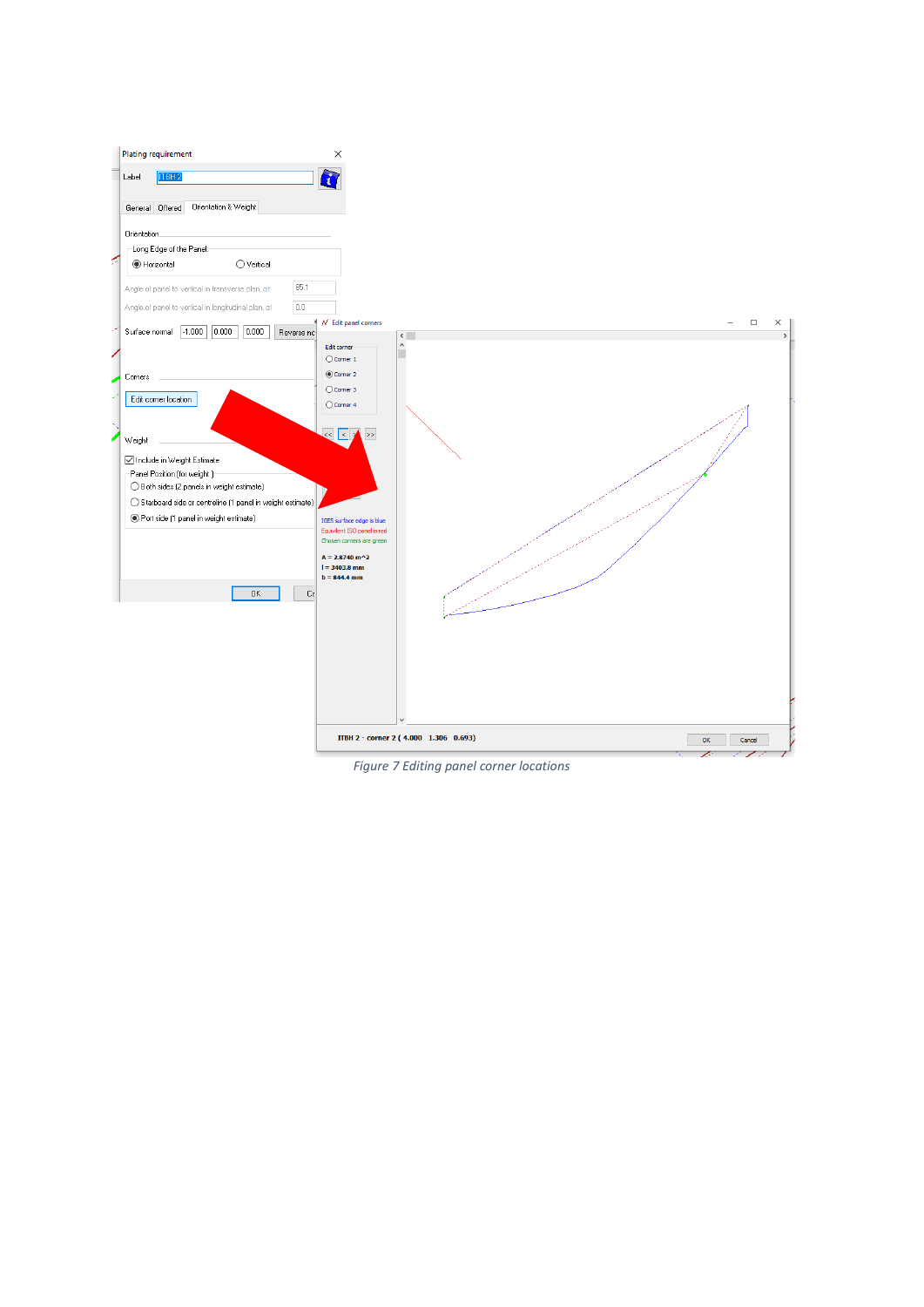Figure 7 Editing panel corner locations